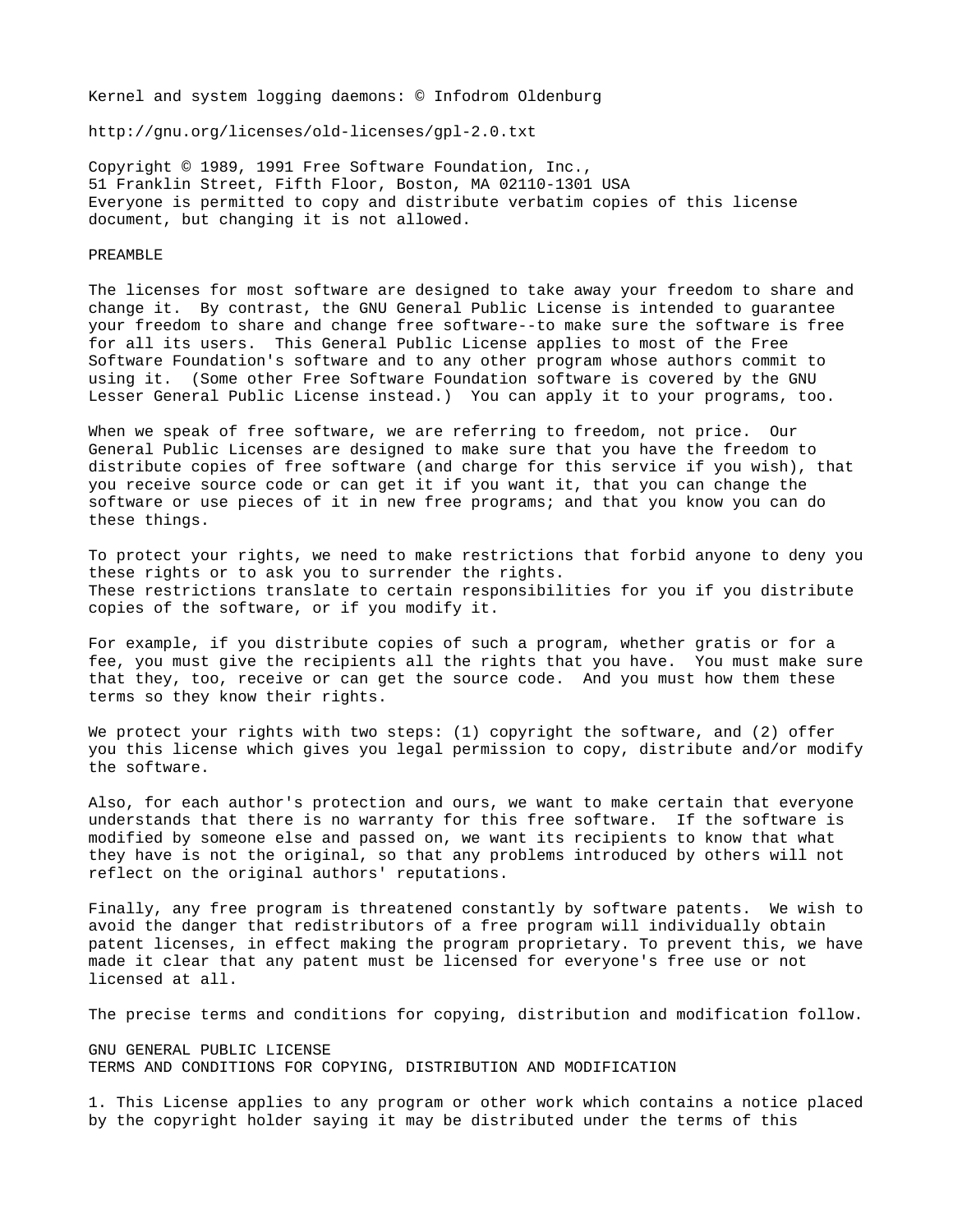Kernel and system logging daemons: © Infodrom Oldenburg

http://gnu.org/licenses/old-licenses/gpl-2.0.txt

Copyright © 1989, 1991 Free Software Foundation, Inc.,
51 Franklin Street, Fifth Floor, Boston, MA 02110-1301 USA
Everyone is permitted to copy and distribute verbatim copies of this license document, but changing it is not allowed.

PREAMBLE

The licenses for most software are designed to take away your freedom to share and change it. By contrast, the GNU General Public License is intended to guarantee your freedom to share and change free software--to make sure the software is free for all its users. This General Public License applies to most of the Free Software Foundation's software and to any other program whose authors commit to using it. (Some other Free Software Foundation software is covered by the GNU Lesser General Public License instead.) You can apply it to your programs, too.

When we speak of free software, we are referring to freedom, not price. Our General Public Licenses are designed to make sure that you have the freedom to distribute copies of free software (and charge for this service if you wish), that you receive source code or can get it if you want it, that you can change the software or use pieces of it in new free programs; and that you know you can do these things.

To protect your rights, we need to make restrictions that forbid anyone to deny you these rights or to ask you to surrender the rights.
These restrictions translate to certain responsibilities for you if you distribute copies of the software, or if you modify it.

For example, if you distribute copies of such a program, whether gratis or for a fee, you must give the recipients all the rights that you have. You must make sure that they, too, receive or can get the source code. And you must how them these terms so they know their rights.

We protect your rights with two steps: (1) copyright the software, and (2) offer you this license which gives you legal permission to copy, distribute and/or modify the software.

Also, for each author's protection and ours, we want to make certain that everyone understands that there is no warranty for this free software. If the software is modified by someone else and passed on, we want its recipients to know that what they have is not the original, so that any problems introduced by others will not reflect on the original authors' reputations.

Finally, any free program is threatened constantly by software patents. We wish to avoid the danger that redistributors of a free program will individually obtain patent licenses, in effect making the program proprietary. To prevent this, we have made it clear that any patent must be licensed for everyone's free use or not licensed at all.

The precise terms and conditions for copying, distribution and modification follow.

GNU GENERAL PUBLIC LICENSE
TERMS AND CONDITIONS FOR COPYING, DISTRIBUTION AND MODIFICATION

1. This License applies to any program or other work which contains a notice placed by the copyright holder saying it may be distributed under the terms of this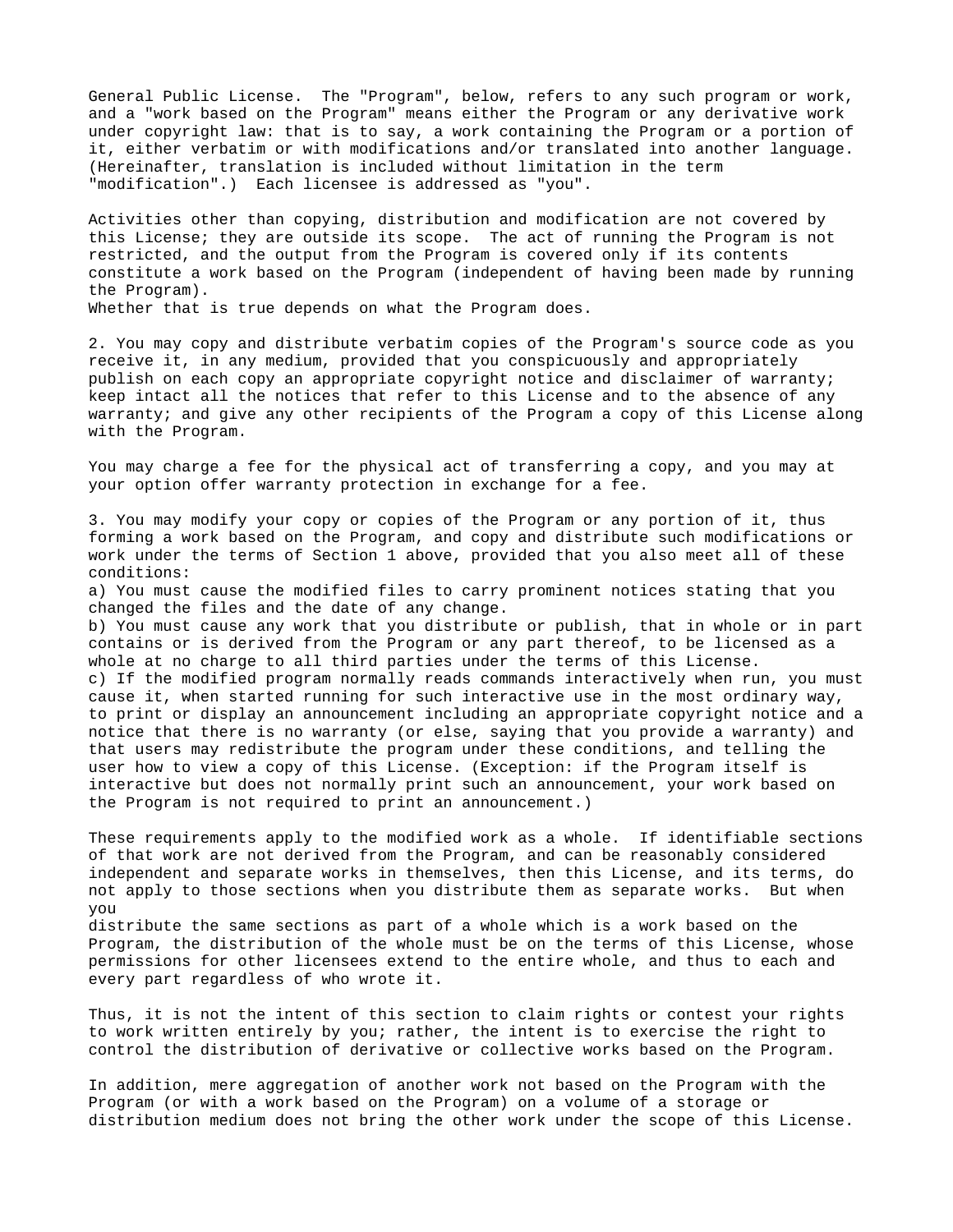General Public License. The "Program", below, refers to any such program or work, and a "work based on the Program" means either the Program or any derivative work under copyright law: that is to say, a work containing the Program or a portion of it, either verbatim or with modifications and/or translated into another language. (Hereinafter, translation is included without limitation in the term "modification".) Each licensee is addressed as "you".

Activities other than copying, distribution and modification are not covered by this License; they are outside its scope. The act of running the Program is not restricted, and the output from the Program is covered only if its contents constitute a work based on the Program (independent of having been made by running the Program).
Whether that is true depends on what the Program does.

2. You may copy and distribute verbatim copies of the Program's source code as you receive it, in any medium, provided that you conspicuously and appropriately publish on each copy an appropriate copyright notice and disclaimer of warranty; keep intact all the notices that refer to this License and to the absence of any warranty; and give any other recipients of the Program a copy of this License along with the Program.

You may charge a fee for the physical act of transferring a copy, and you may at your option offer warranty protection in exchange for a fee.

3. You may modify your copy or copies of the Program or any portion of it, thus forming a work based on the Program, and copy and distribute such modifications or work under the terms of Section 1 above, provided that you also meet all of these conditions:
a) You must cause the modified files to carry prominent notices stating that you changed the files and the date of any change.
b) You must cause any work that you distribute or publish, that in whole or in part contains or is derived from the Program or any part thereof, to be licensed as a whole at no charge to all third parties under the terms of this License.
c) If the modified program normally reads commands interactively when run, you must cause it, when started running for such interactive use in the most ordinary way, to print or display an announcement including an appropriate copyright notice and a notice that there is no warranty (or else, saying that you provide a warranty) and that users may redistribute the program under these conditions, and telling the user how to view a copy of this License. (Exception: if the Program itself is interactive but does not normally print such an announcement, your work based on the Program is not required to print an announcement.)

These requirements apply to the modified work as a whole. If identifiable sections of that work are not derived from the Program, and can be reasonably considered independent and separate works in themselves, then this License, and its terms, do not apply to those sections when you distribute them as separate works. But when you
distribute the same sections as part of a whole which is a work based on the Program, the distribution of the whole must be on the terms of this License, whose permissions for other licensees extend to the entire whole, and thus to each and every part regardless of who wrote it.

Thus, it is not the intent of this section to claim rights or contest your rights to work written entirely by you; rather, the intent is to exercise the right to control the distribution of derivative or collective works based on the Program.

In addition, mere aggregation of another work not based on the Program with the Program (or with a work based on the Program) on a volume of a storage or distribution medium does not bring the other work under the scope of this License.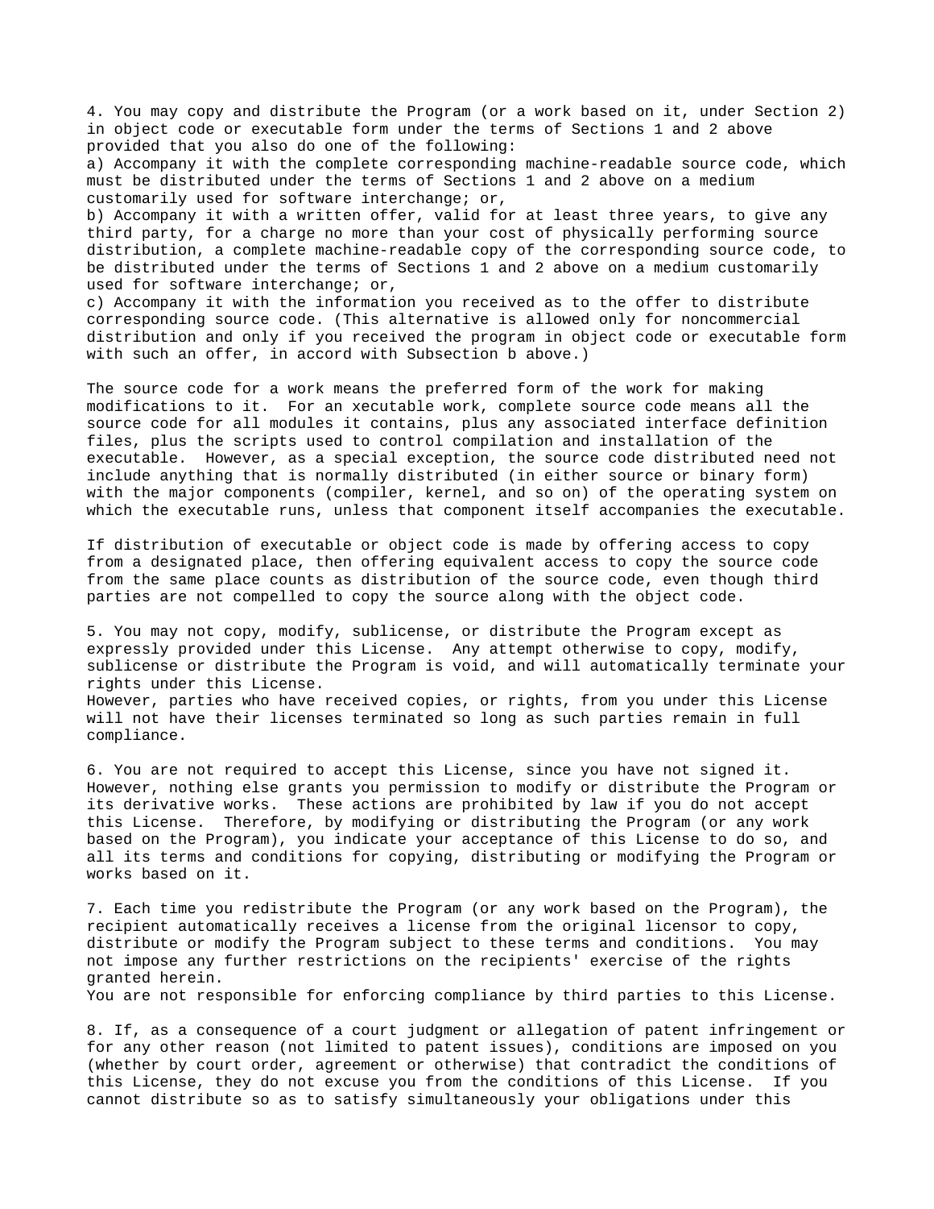4. You may copy and distribute the Program (or a work based on it, under Section 2) in object code or executable form under the terms of Sections 1 and 2 above provided that you also do one of the following:

a) Accompany it with the complete corresponding machine-readable source code, which must be distributed under the terms of Sections 1 and 2 above on a medium customarily used for software interchange; or,

b) Accompany it with a written offer, valid for at least three years, to give any third party, for a charge no more than your cost of physically performing source distribution, a complete machine-readable copy of the corresponding source code, to be distributed under the terms of Sections 1 and 2 above on a medium customarily used for software interchange; or,

c) Accompany it with the information you received as to the offer to distribute corresponding source code. (This alternative is allowed only for noncommercial distribution and only if you received the program in object code or executable form with such an offer, in accord with Subsection b above.)

The source code for a work means the preferred form of the work for making modifications to it. For an xecutable work, complete source code means all the source code for all modules it contains, plus any associated interface definition files, plus the scripts used to control compilation and installation of the executable. However, as a special exception, the source code distributed need not include anything that is normally distributed (in either source or binary form) with the major components (compiler, kernel, and so on) of the operating system on which the executable runs, unless that component itself accompanies the executable.

If distribution of executable or object code is made by offering access to copy from a designated place, then offering equivalent access to copy the source code from the same place counts as distribution of the source code, even though third parties are not compelled to copy the source along with the object code.

5. You may not copy, modify, sublicense, or distribute the Program except as expressly provided under this License. Any attempt otherwise to copy, modify, sublicense or distribute the Program is void, and will automatically terminate your rights under this License.

However, parties who have received copies, or rights, from you under this License will not have their licenses terminated so long as such parties remain in full compliance.

6. You are not required to accept this License, since you have not signed it. However, nothing else grants you permission to modify or distribute the Program or its derivative works. These actions are prohibited by law if you do not accept this License. Therefore, by modifying or distributing the Program (or any work based on the Program), you indicate your acceptance of this License to do so, and all its terms and conditions for copying, distributing or modifying the Program or works based on it.

7. Each time you redistribute the Program (or any work based on the Program), the recipient automatically receives a license from the original licensor to copy, distribute or modify the Program subject to these terms and conditions. You may not impose any further restrictions on the recipients' exercise of the rights granted herein.

You are not responsible for enforcing compliance by third parties to this License.

8. If, as a consequence of a court judgment or allegation of patent infringement or for any other reason (not limited to patent issues), conditions are imposed on you (whether by court order, agreement or otherwise) that contradict the conditions of this License, they do not excuse you from the conditions of this License. If you cannot distribute so as to satisfy simultaneously your obligations under this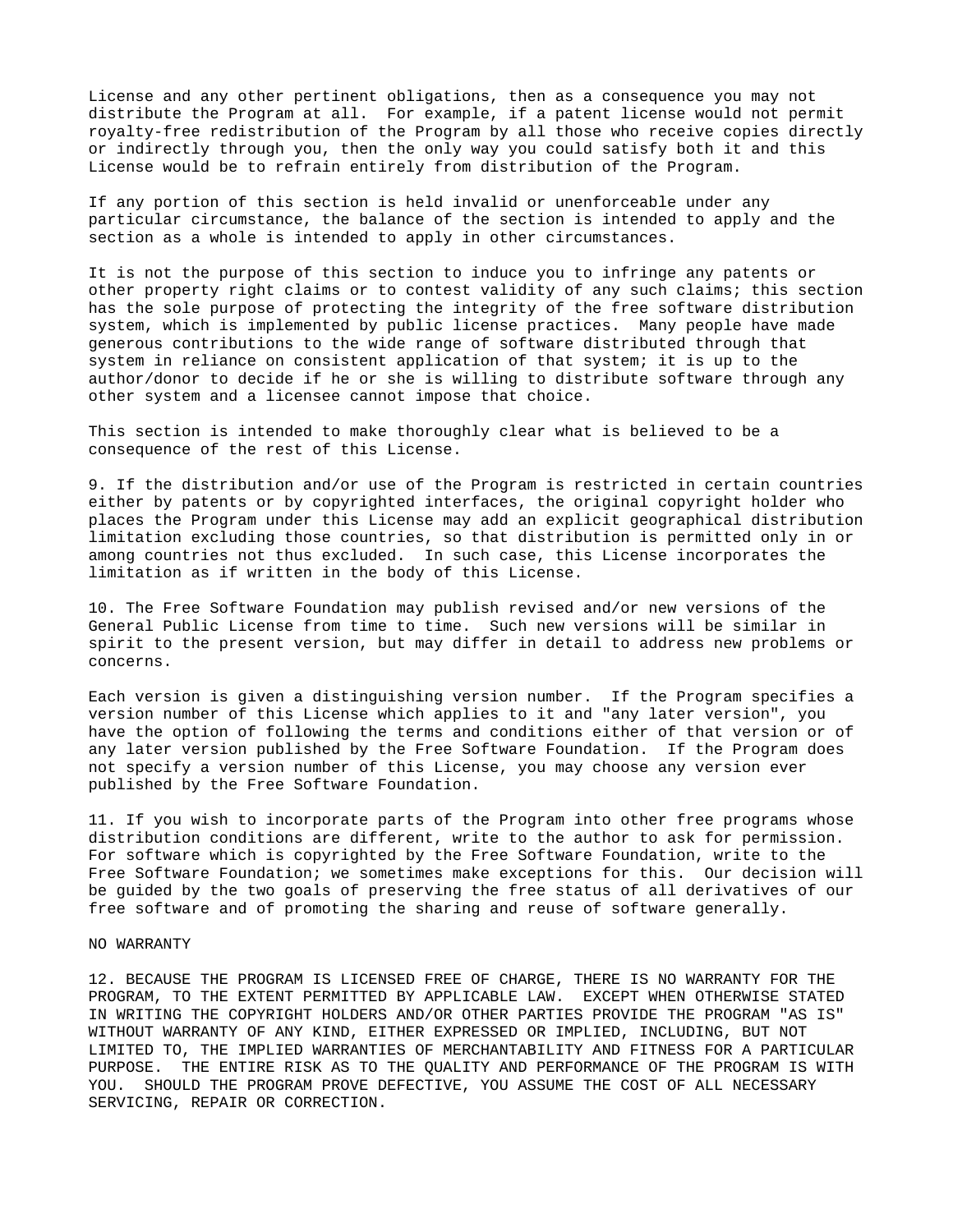License and any other pertinent obligations, then as a consequence you may not distribute the Program at all. For example, if a patent license would not permit royalty-free redistribution of the Program by all those who receive copies directly or indirectly through you, then the only way you could satisfy both it and this License would be to refrain entirely from distribution of the Program.

If any portion of this section is held invalid or unenforceable under any particular circumstance, the balance of the section is intended to apply and the section as a whole is intended to apply in other circumstances.

It is not the purpose of this section to induce you to infringe any patents or other property right claims or to contest validity of any such claims; this section has the sole purpose of protecting the integrity of the free software distribution system, which is implemented by public license practices. Many people have made generous contributions to the wide range of software distributed through that system in reliance on consistent application of that system; it is up to the author/donor to decide if he or she is willing to distribute software through any other system and a licensee cannot impose that choice.

This section is intended to make thoroughly clear what is believed to be a consequence of the rest of this License.

9. If the distribution and/or use of the Program is restricted in certain countries either by patents or by copyrighted interfaces, the original copyright holder who places the Program under this License may add an explicit geographical distribution limitation excluding those countries, so that distribution is permitted only in or among countries not thus excluded. In such case, this License incorporates the limitation as if written in the body of this License.

10. The Free Software Foundation may publish revised and/or new versions of the General Public License from time to time. Such new versions will be similar in spirit to the present version, but may differ in detail to address new problems or concerns.

Each version is given a distinguishing version number. If the Program specifies a version number of this License which applies to it and "any later version", you have the option of following the terms and conditions either of that version or of any later version published by the Free Software Foundation. If the Program does not specify a version number of this License, you may choose any version ever published by the Free Software Foundation.

11. If you wish to incorporate parts of the Program into other free programs whose distribution conditions are different, write to the author to ask for permission. For software which is copyrighted by the Free Software Foundation, write to the Free Software Foundation; we sometimes make exceptions for this. Our decision will be guided by the two goals of preserving the free status of all derivatives of our free software and of promoting the sharing and reuse of software generally.

NO WARRANTY

12. BECAUSE THE PROGRAM IS LICENSED FREE OF CHARGE, THERE IS NO WARRANTY FOR THE PROGRAM, TO THE EXTENT PERMITTED BY APPLICABLE LAW. EXCEPT WHEN OTHERWISE STATED IN WRITING THE COPYRIGHT HOLDERS AND/OR OTHER PARTIES PROVIDE THE PROGRAM "AS IS" WITHOUT WARRANTY OF ANY KIND, EITHER EXPRESSED OR IMPLIED, INCLUDING, BUT NOT LIMITED TO, THE IMPLIED WARRANTIES OF MERCHANTABILITY AND FITNESS FOR A PARTICULAR PURPOSE. THE ENTIRE RISK AS TO THE QUALITY AND PERFORMANCE OF THE PROGRAM IS WITH YOU. SHOULD THE PROGRAM PROVE DEFECTIVE, YOU ASSUME THE COST OF ALL NECESSARY SERVICING, REPAIR OR CORRECTION.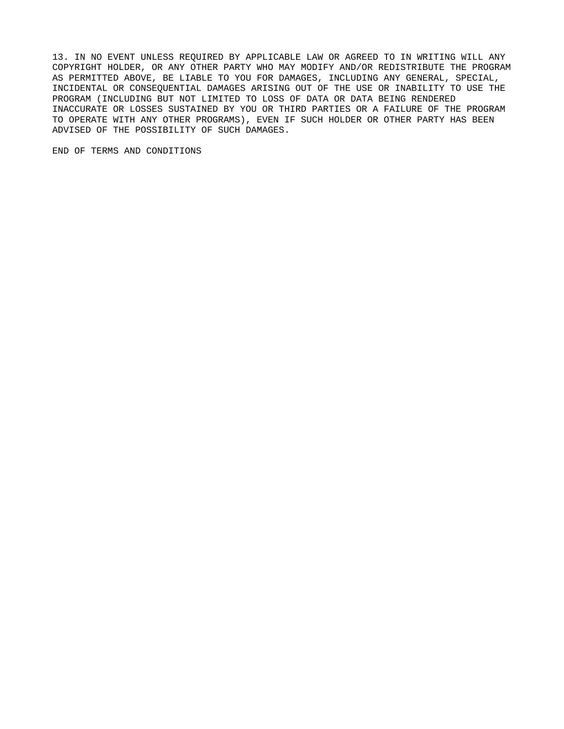13. IN NO EVENT UNLESS REQUIRED BY APPLICABLE LAW OR AGREED TO IN WRITING WILL ANY COPYRIGHT HOLDER, OR ANY OTHER PARTY WHO MAY MODIFY AND/OR REDISTRIBUTE THE PROGRAM AS PERMITTED ABOVE, BE LIABLE TO YOU FOR DAMAGES, INCLUDING ANY GENERAL, SPECIAL, INCIDENTAL OR CONSEQUENTIAL DAMAGES ARISING OUT OF THE USE OR INABILITY TO USE THE PROGRAM (INCLUDING BUT NOT LIMITED TO LOSS OF DATA OR DATA BEING RENDERED INACCURATE OR LOSSES SUSTAINED BY YOU OR THIRD PARTIES OR A FAILURE OF THE PROGRAM TO OPERATE WITH ANY OTHER PROGRAMS), EVEN IF SUCH HOLDER OR OTHER PARTY HAS BEEN ADVISED OF THE POSSIBILITY OF SUCH DAMAGES.

END OF TERMS AND CONDITIONS